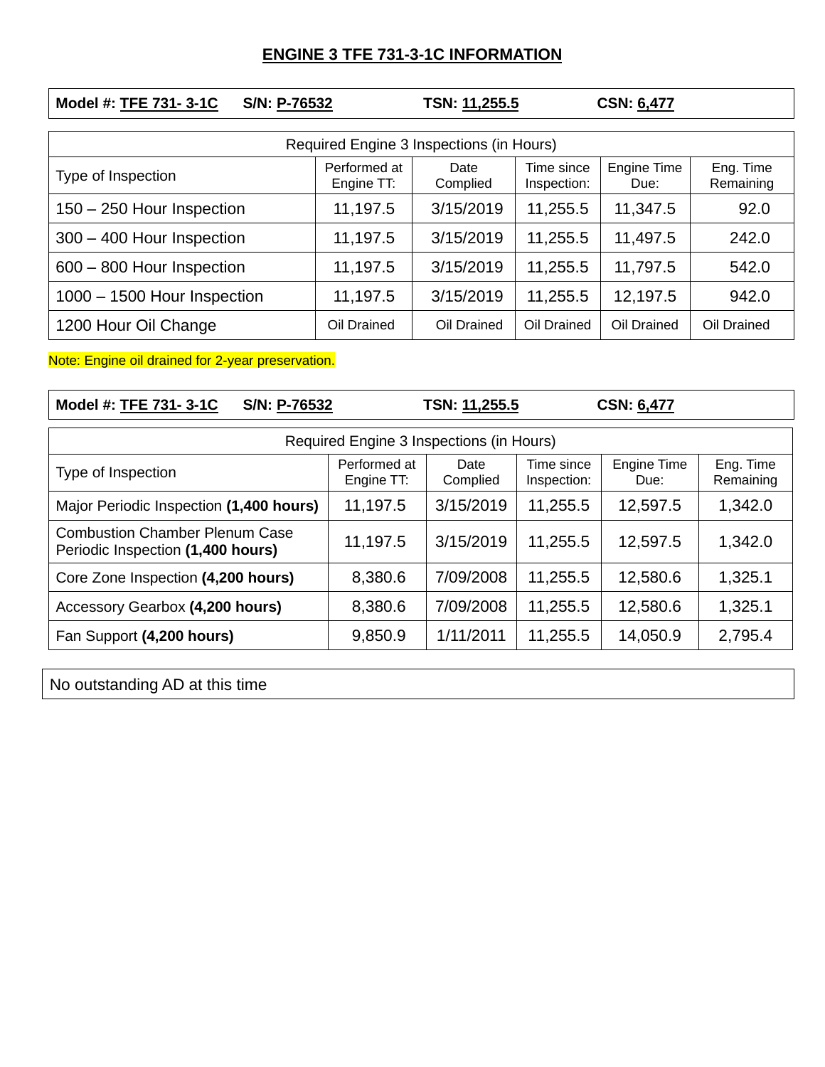# ENGINE 3 TFE 731-3-1C INFORMATION

**Model #: TFE 731- 3-1C** **S/N: P-76532** **TSN: 11,255.5** **CSN: 6,477**

| Required Engine 3 Inspections (in Hours) | | | | | |
|---|---|---|---|---|---|
| Type of Inspection | Performed at Engine TT: | Date Complied | Time since Inspection: | Engine Time Due: | Eng. Time Remaining |
| 150 – 250 Hour Inspection | 11,197.5 | 3/15/2019 | 11,255.5 | 11,347.5 | 92.0 |
| 300 – 400 Hour Inspection | 11,197.5 | 3/15/2019 | 11,255.5 | 11,497.5 | 242.0 |
| 600 – 800 Hour Inspection | 11,197.5 | 3/15/2019 | 11,255.5 | 11,797.5 | 542.0 |
| 1000 – 1500 Hour Inspection | 11,197.5 | 3/15/2019 | 11,255.5 | 12,197.5 | 942.0 |
| 1200 Hour Oil Change | Oil Drained | Oil Drained | Oil Drained | Oil Drained | Oil Drained |

Note: Engine oil drained for 2-year preservation.

**Model #: TFE 731- 3-1C** **S/N: P-76532** **TSN: 11,255.5** **CSN: 6,477**

| Required Engine 3 Inspections (in Hours) | | | | | |
|---|---|---|---|---|---|
| Type of Inspection | Performed at Engine TT: | Date Complied | Time since Inspection: | Engine Time Due: | Eng. Time Remaining |
| Major Periodic Inspection **(1,400 hours)** | 11,197.5 | 3/15/2019 | 11,255.5 | 12,597.5 | 1,342.0 |
| Combustion Chamber Plenum Case Periodic Inspection **(1,400 hours)** | 11,197.5 | 3/15/2019 | 11,255.5 | 12,597.5 | 1,342.0 |
| Core Zone Inspection **(4,200 hours)** | 8,380.6 | 7/09/2008 | 11,255.5 | 12,580.6 | 1,325.1 |
| Accessory Gearbox **(4,200 hours)** | 8,380.6 | 7/09/2008 | 11,255.5 | 12,580.6 | 1,325.1 |
| Fan Support **(4,200 hours)** | 9,850.9 | 1/11/2011 | 11,255.5 | 14,050.9 | 2,795.4 |

No outstanding AD at this time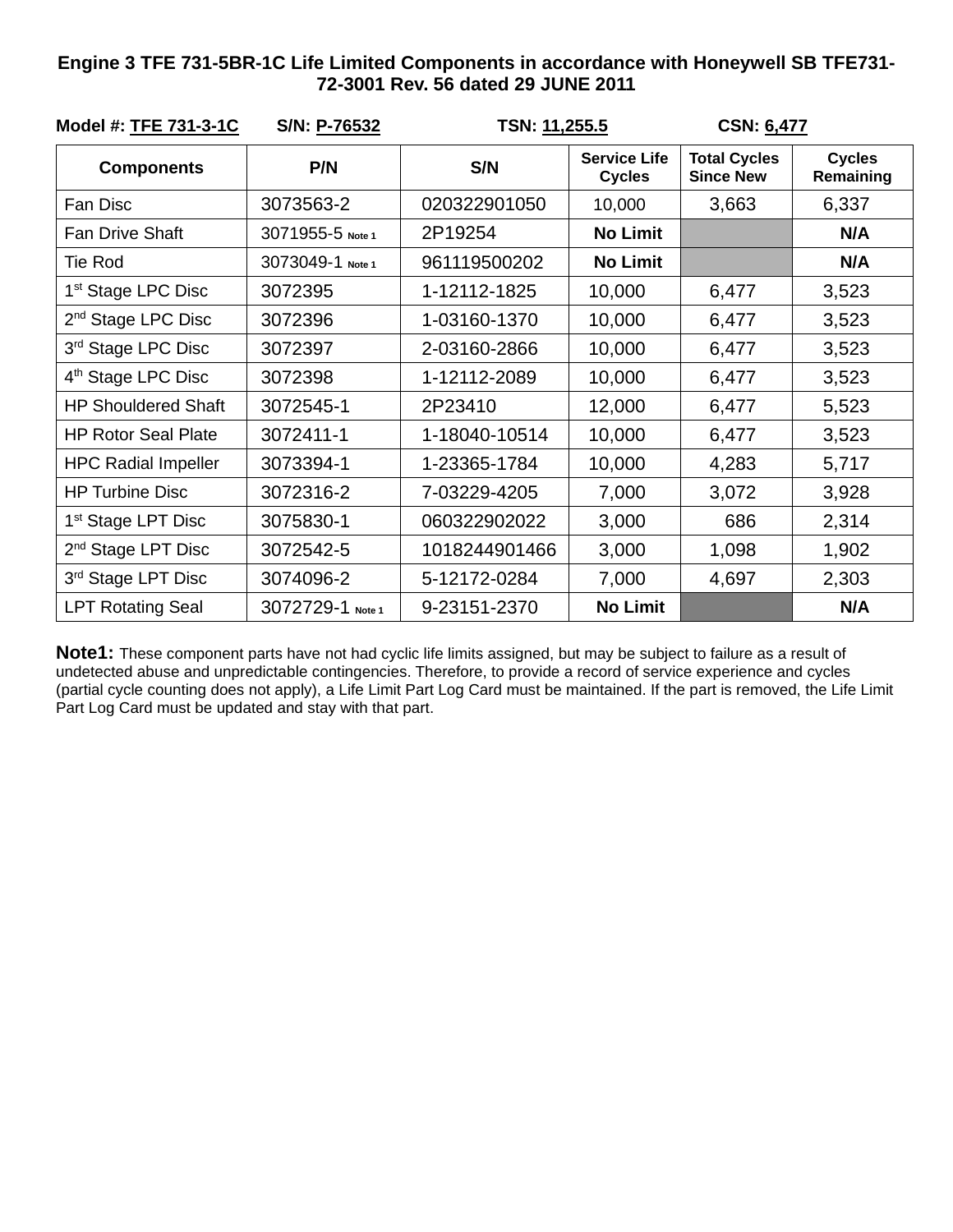## Engine 3 TFE 731-5BR-1C Life Limited Components in accordance with Honeywell SB TFE731-72-3001 Rev. 56 dated 29 JUNE 2011

**Model #:** TFE 731-3-1C **S/N:** P-76532 **TSN:** 11,255.5 **CSN:** 6,477

| Components | P/N | S/N | Service Life Cycles | Total Cycles Since New | Cycles Remaining |
|---|---|---|---|---|---|
| Fan Disc | 3073563-2 | 020322901050 | 10,000 | 3,663 | 6,337 |
| Fan Drive Shaft | 3071955-5 Note 1 | 2P19254 | **No Limit** | | **N/A** |
| Tie Rod | 3073049-1 Note 1 | 961119500202 | **No Limit** | | **N/A** |
| 1st Stage LPC Disc | 3072395 | 1-12112-1825 | 10,000 | 6,477 | 3,523 |
| 2nd Stage LPC Disc | 3072396 | 1-03160-1370 | 10,000 | 6,477 | 3,523 |
| 3rd Stage LPC Disc | 3072397 | 2-03160-2866 | 10,000 | 6,477 | 3,523 |
| 4th Stage LPC Disc | 3072398 | 1-12112-2089 | 10,000 | 6,477 | 3,523 |
| HP Shouldered Shaft | 3072545-1 | 2P23410 | 12,000 | 6,477 | 5,523 |
| HP Rotor Seal Plate | 3072411-1 | 1-18040-10514 | 10,000 | 6,477 | 3,523 |
| HPC Radial Impeller | 3073394-1 | 1-23365-1784 | 10,000 | 4,283 | 5,717 |
| HP Turbine Disc | 3072316-2 | 7-03229-4205 | 7,000 | 3,072 | 3,928 |
| 1st Stage LPT Disc | 3075830-1 | 060322902022 | 3,000 | 686 | 2,314 |
| 2nd Stage LPT Disc | 3072542-5 | 1018244901466 | 3,000 | 1,098 | 1,902 |
| 3rd Stage LPT Disc | 3074096-2 | 5-12172-0284 | 7,000 | 4,697 | 2,303 |
| LPT Rotating Seal | 3072729-1 Note 1 | 9-23151-2370 | **No Limit** | | **N/A** |

**Note1:** These component parts have not had cyclic life limits assigned, but may be subject to failure as a result of undetected abuse and unpredictable contingencies. Therefore, to provide a record of service experience and cycles (partial cycle counting does not apply), a Life Limit Part Log Card must be maintained. If the part is removed, the Life Limit Part Log Card must be updated and stay with that part.